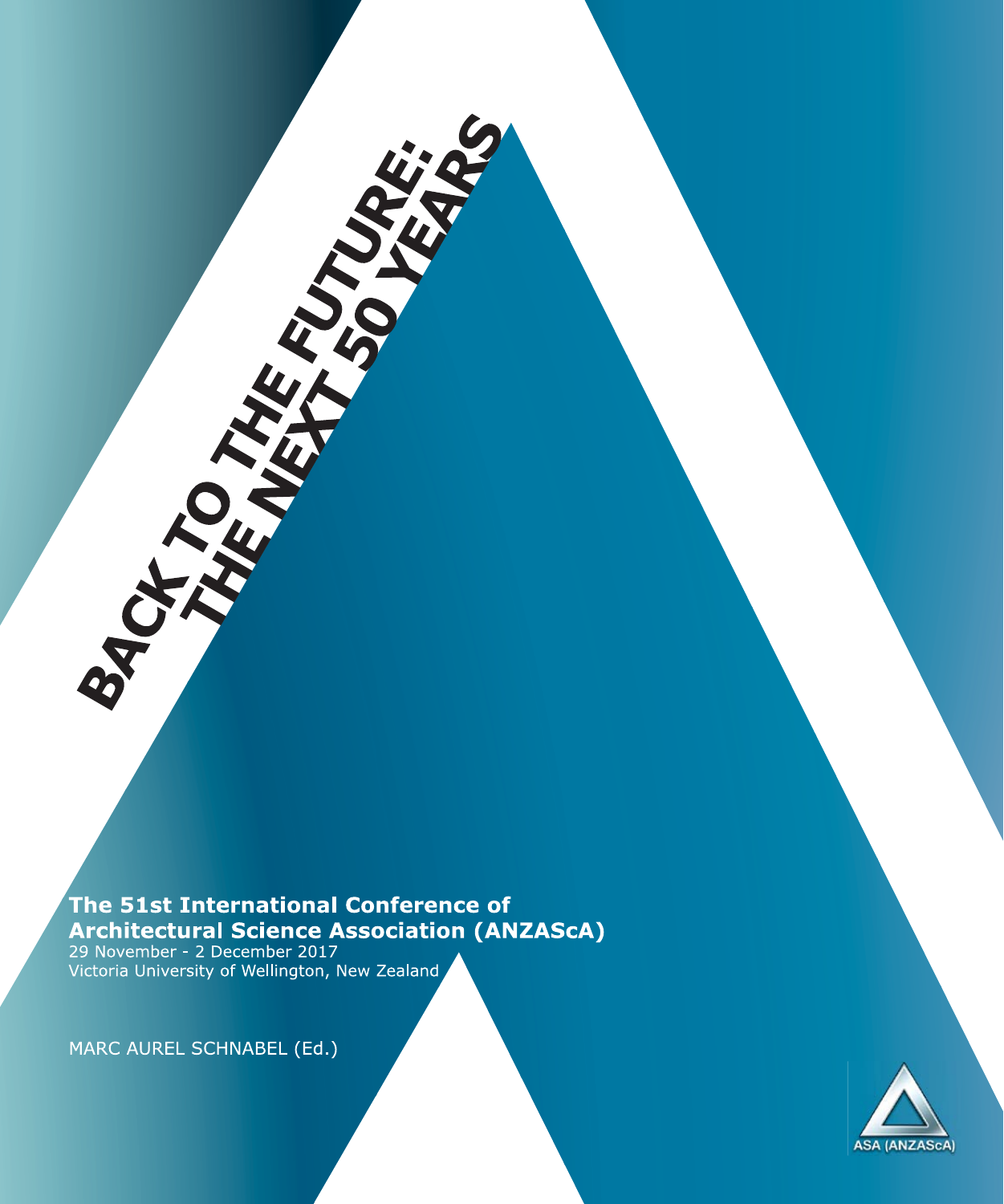# BACK TO THE FUTURE: THE NEXT 50 YEARS

**The 51st International Conference of Architectural Science Association (ANZAScA)**

29 November - 2 December 2017

Victoria University of Wellington, New Zealand

MARC AUREL SCHNABEL (Ed.)

ASA (ANZAScA)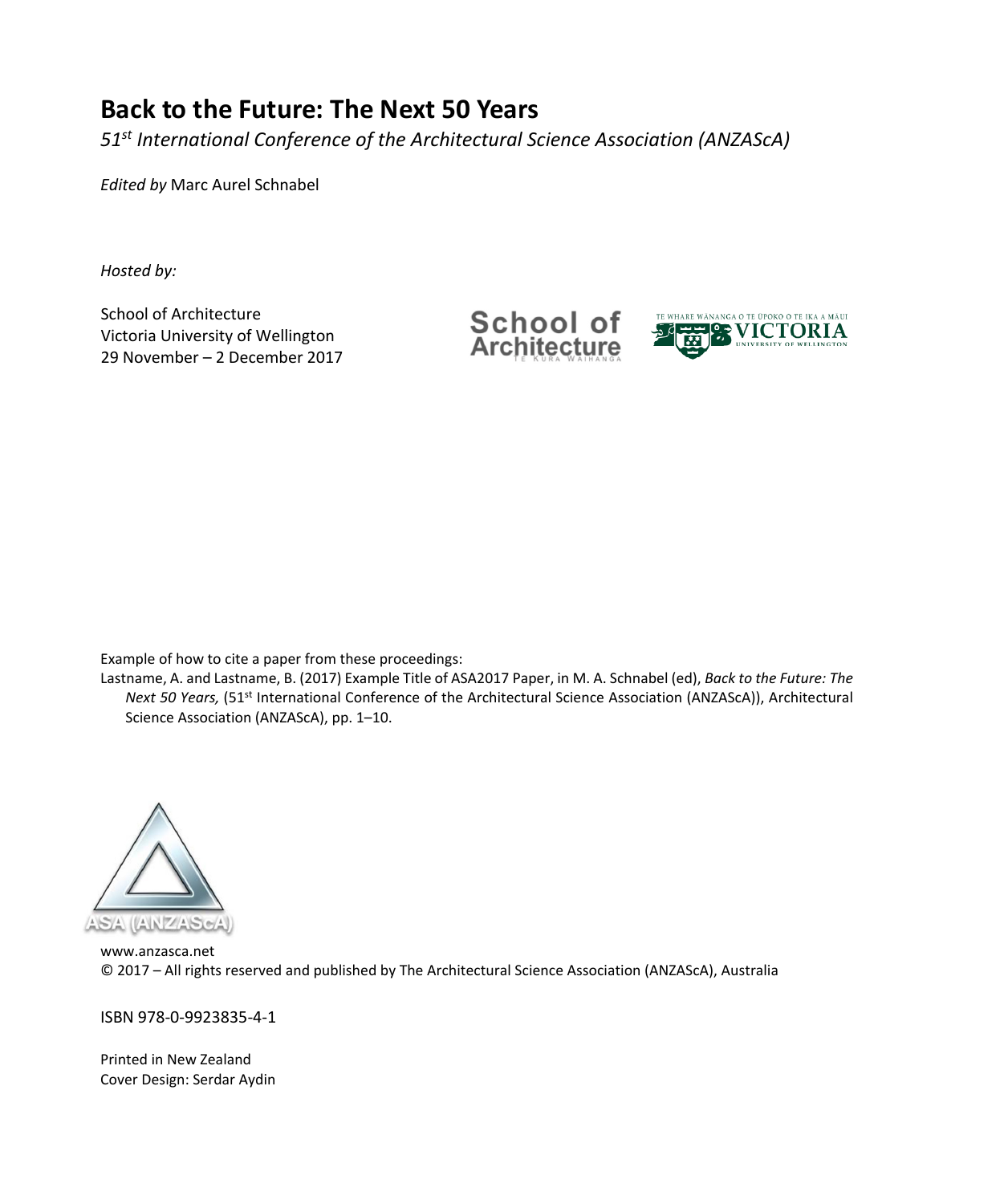# Back to the Future: The Next 50 Years

*51st International Conference of the Architectural Science Association (ANZAScA)*

*Edited by* Marc Aurel Schnabel

*Hosted by:*

School of Architecture
Victoria University of Wellington
29 November – 2 December 2017

Example of how to cite a paper from these proceedings:
Lastname, A. and Lastname, B. (2017) Example Title of ASA2017 Paper, in M. A. Schnabel (ed), *Back to the Future: The Next 50 Years,* (51st International Conference of the Architectural Science Association (ANZAScA)), Architectural Science Association (ANZAScA), pp. 1–10.

ASA (ANZAScA)

www.anzasca.net
© 2017 – All rights reserved and published by The Architectural Science Association (ANZAScA), Australia

ISBN 978-0-9923835-4-1

Printed in New Zealand
Cover Design: Serdar Aydin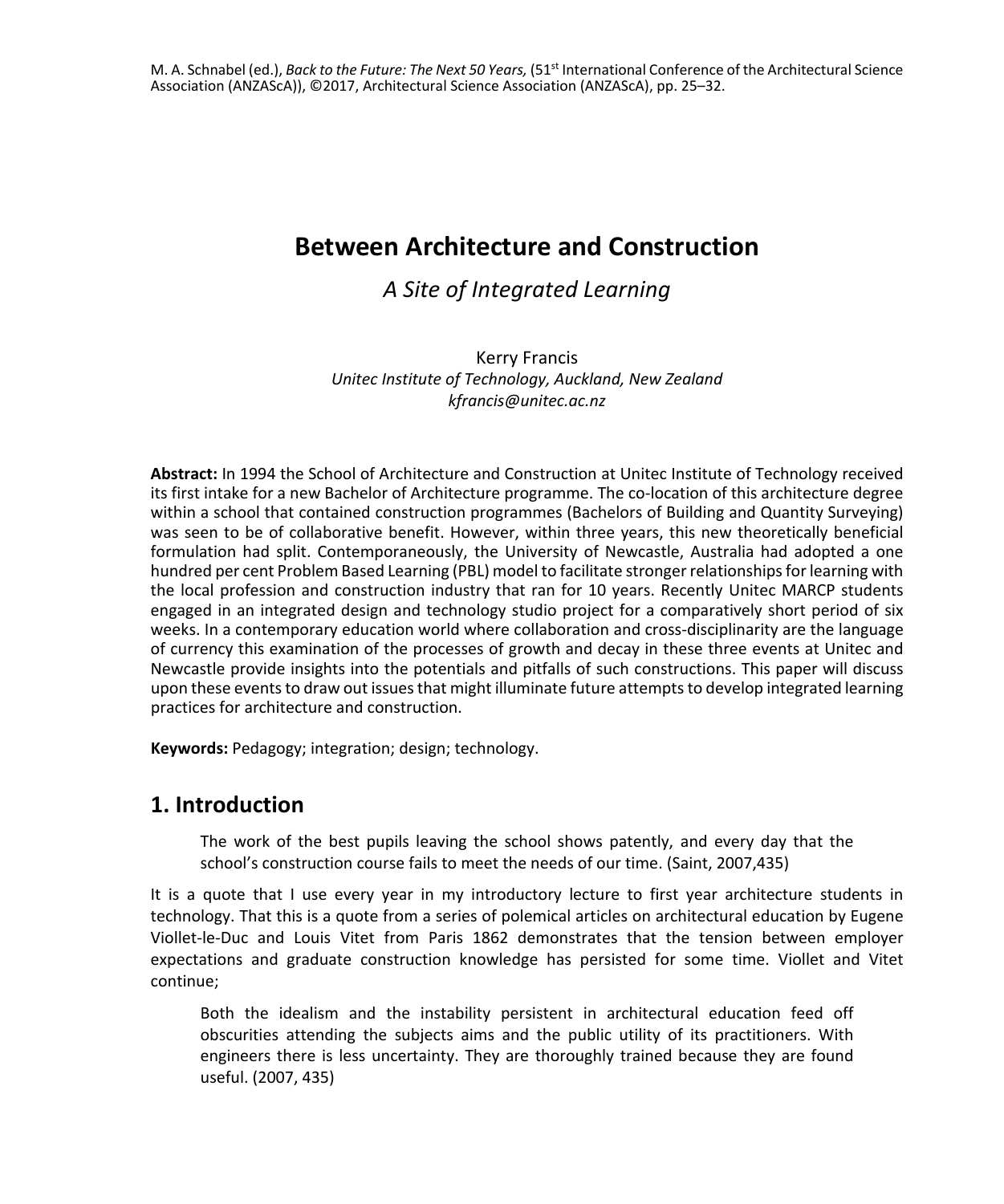# Between Architecture and Construction

*A Site of Integrated Learning*

Kerry Francis

*Unitec Institute of Technology, Auckland, New Zealand*

*kfrancis@unitec.ac.nz*

**Abstract:** In 1994 the School of Architecture and Construction at Unitec Institute of Technology received its first intake for a new Bachelor of Architecture programme. The co-location of this architecture degree within a school that contained construction programmes (Bachelors of Building and Quantity Surveying) was seen to be of collaborative benefit. However, within three years, this new theoretically beneficial formulation had split. Contemporaneously, the University of Newcastle, Australia had adopted a one hundred per cent Problem Based Learning (PBL) model to facilitate stronger relationships for learning with the local profession and construction industry that ran for 10 years. Recently Unitec MARCP students engaged in an integrated design and technology studio project for a comparatively short period of six weeks. In a contemporary education world where collaboration and cross-disciplinarity are the language of currency this examination of the processes of growth and decay in these three events at Unitec and Newcastle provide insights into the potentials and pitfalls of such constructions. This paper will discuss upon these events to draw out issues that might illuminate future attempts to develop integrated learning practices for architecture and construction.

**Keywords:** Pedagogy; integration; design; technology.

## 1. Introduction

> The work of the best pupils leaving the school shows patently, and every day that the school's construction course fails to meet the needs of our time. (Saint, 2007,435)

It is a quote that I use every year in my introductory lecture to first year architecture students in technology. That this is a quote from a series of polemical articles on architectural education by Eugene Viollet-le-Duc and Louis Vitet from Paris 1862 demonstrates that the tension between employer expectations and graduate construction knowledge has persisted for some time. Viollet and Vitet continue;

> Both the idealism and the instability persistent in architectural education feed off obscurities attending the subjects aims and the public utility of its practitioners. With engineers there is less uncertainty. They are thoroughly trained because they are found useful. (2007, 435)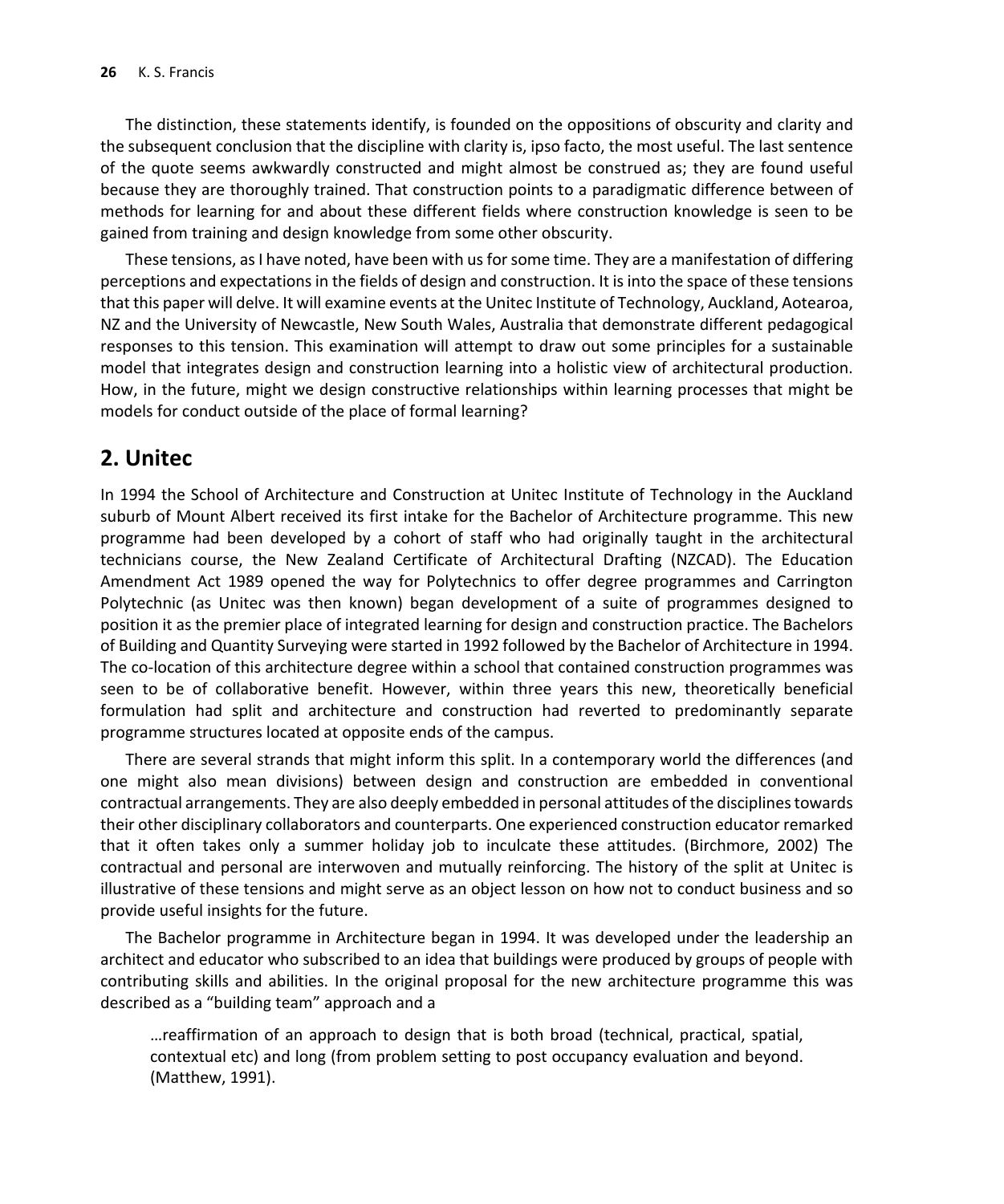The distinction, these statements identify, is founded on the oppositions of obscurity and clarity and the subsequent conclusion that the discipline with clarity is, ipso facto, the most useful. The last sentence of the quote seems awkwardly constructed and might almost be construed as; they are found useful because they are thoroughly trained. That construction points to a paradigmatic difference between of methods for learning for and about these different fields where construction knowledge is seen to be gained from training and design knowledge from some other obscurity.

These tensions, as I have noted, have been with us for some time. They are a manifestation of differing perceptions and expectations in the fields of design and construction. It is into the space of these tensions that this paper will delve. It will examine events at the Unitec Institute of Technology, Auckland, Aotearoa, NZ and the University of Newcastle, New South Wales, Australia that demonstrate different pedagogical responses to this tension. This examination will attempt to draw out some principles for a sustainable model that integrates design and construction learning into a holistic view of architectural production. How, in the future, might we design constructive relationships within learning processes that might be models for conduct outside of the place of formal learning?

## 2. Unitec

In 1994 the School of Architecture and Construction at Unitec Institute of Technology in the Auckland suburb of Mount Albert received its first intake for the Bachelor of Architecture programme. This new programme had been developed by a cohort of staff who had originally taught in the architectural technicians course, the New Zealand Certificate of Architectural Drafting (NZCAD). The Education Amendment Act 1989 opened the way for Polytechnics to offer degree programmes and Carrington Polytechnic (as Unitec was then known) began development of a suite of programmes designed to position it as the premier place of integrated learning for design and construction practice. The Bachelors of Building and Quantity Surveying were started in 1992 followed by the Bachelor of Architecture in 1994. The co-location of this architecture degree within a school that contained construction programmes was seen to be of collaborative benefit. However, within three years this new, theoretically beneficial formulation had split and architecture and construction had reverted to predominantly separate programme structures located at opposite ends of the campus.

There are several strands that might inform this split. In a contemporary world the differences (and one might also mean divisions) between design and construction are embedded in conventional contractual arrangements. They are also deeply embedded in personal attitudes of the disciplines towards their other disciplinary collaborators and counterparts. One experienced construction educator remarked that it often takes only a summer holiday job to inculcate these attitudes. (Birchmore, 2002) The contractual and personal are interwoven and mutually reinforcing. The history of the split at Unitec is illustrative of these tensions and might serve as an object lesson on how not to conduct business and so provide useful insights for the future.

The Bachelor programme in Architecture began in 1994. It was developed under the leadership an architect and educator who subscribed to an idea that buildings were produced by groups of people with contributing skills and abilities. In the original proposal for the new architecture programme this was described as a "building team" approach and a

> …reaffirmation of an approach to design that is both broad (technical, practical, spatial, contextual etc) and long (from problem setting to post occupancy evaluation and beyond. (Matthew, 1991).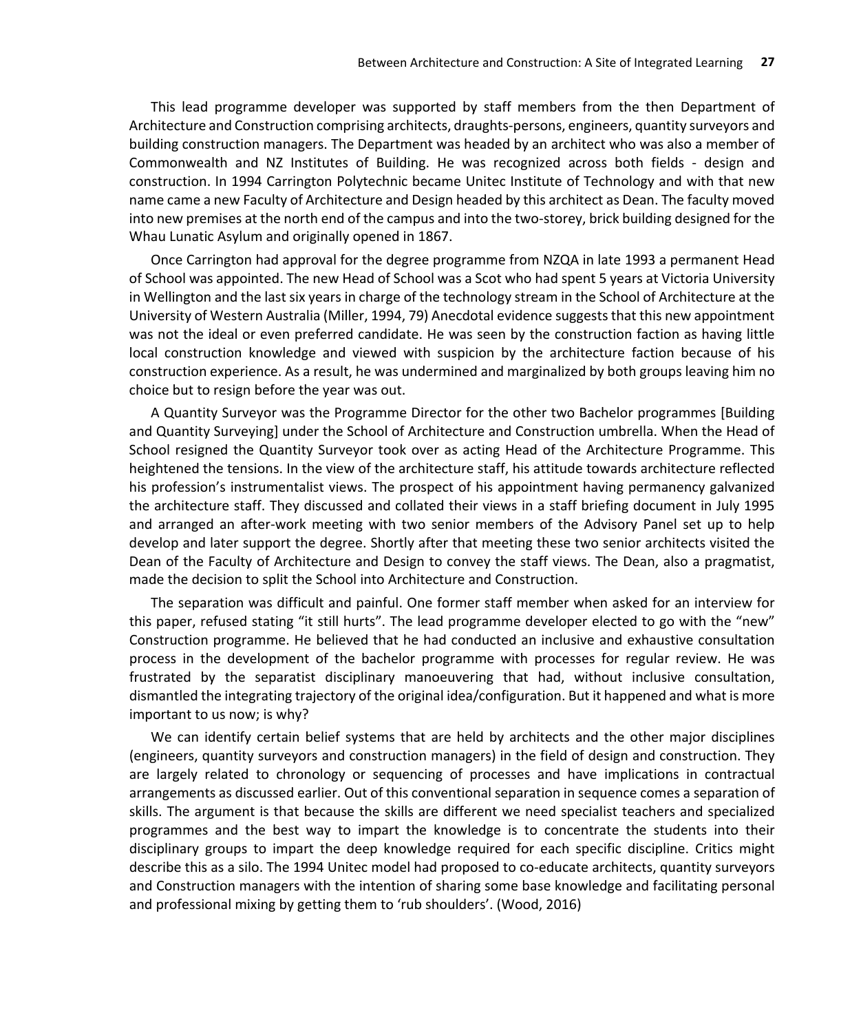This lead programme developer was supported by staff members from the then Department of Architecture and Construction comprising architects, draughts-persons, engineers, quantity surveyors and building construction managers. The Department was headed by an architect who was also a member of Commonwealth and NZ Institutes of Building. He was recognized across both fields - design and construction. In 1994 Carrington Polytechnic became Unitec Institute of Technology and with that new name came a new Faculty of Architecture and Design headed by this architect as Dean. The faculty moved into new premises at the north end of the campus and into the two-storey, brick building designed for the Whau Lunatic Asylum and originally opened in 1867.

Once Carrington had approval for the degree programme from NZQA in late 1993 a permanent Head of School was appointed. The new Head of School was a Scot who had spent 5 years at Victoria University in Wellington and the last six years in charge of the technology stream in the School of Architecture at the University of Western Australia (Miller, 1994, 79) Anecdotal evidence suggests that this new appointment was not the ideal or even preferred candidate. He was seen by the construction faction as having little local construction knowledge and viewed with suspicion by the architecture faction because of his construction experience. As a result, he was undermined and marginalized by both groups leaving him no choice but to resign before the year was out.

A Quantity Surveyor was the Programme Director for the other two Bachelor programmes [Building and Quantity Surveying] under the School of Architecture and Construction umbrella. When the Head of School resigned the Quantity Surveyor took over as acting Head of the Architecture Programme. This heightened the tensions. In the view of the architecture staff, his attitude towards architecture reflected his profession's instrumentalist views. The prospect of his appointment having permanency galvanized the architecture staff. They discussed and collated their views in a staff briefing document in July 1995 and arranged an after-work meeting with two senior members of the Advisory Panel set up to help develop and later support the degree. Shortly after that meeting these two senior architects visited the Dean of the Faculty of Architecture and Design to convey the staff views. The Dean, also a pragmatist, made the decision to split the School into Architecture and Construction.

The separation was difficult and painful. One former staff member when asked for an interview for this paper, refused stating "it still hurts". The lead programme developer elected to go with the "new" Construction programme. He believed that he had conducted an inclusive and exhaustive consultation process in the development of the bachelor programme with processes for regular review. He was frustrated by the separatist disciplinary manoeuvering that had, without inclusive consultation, dismantled the integrating trajectory of the original idea/configuration. But it happened and what is more important to us now; is why?

We can identify certain belief systems that are held by architects and the other major disciplines (engineers, quantity surveyors and construction managers) in the field of design and construction. They are largely related to chronology or sequencing of processes and have implications in contractual arrangements as discussed earlier. Out of this conventional separation in sequence comes a separation of skills. The argument is that because the skills are different we need specialist teachers and specialized programmes and the best way to impart the knowledge is to concentrate the students into their disciplinary groups to impart the deep knowledge required for each specific discipline. Critics might describe this as a silo. The 1994 Unitec model had proposed to co-educate architects, quantity surveyors and Construction managers with the intention of sharing some base knowledge and facilitating personal and professional mixing by getting them to 'rub shoulders'. (Wood, 2016)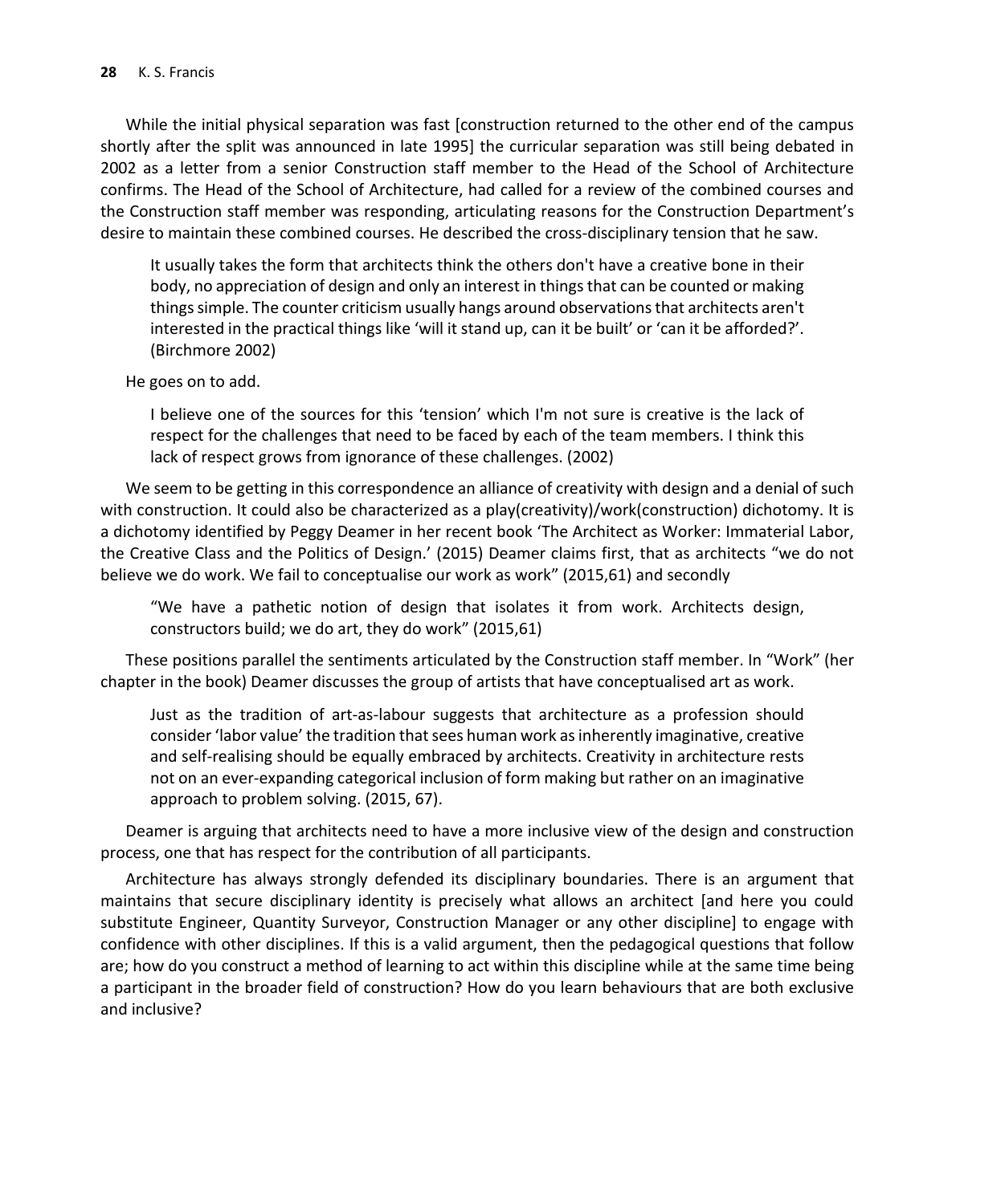While the initial physical separation was fast [construction returned to the other end of the campus shortly after the split was announced in late 1995] the curricular separation was still being debated in 2002 as a letter from a senior Construction staff member to the Head of the School of Architecture confirms. The Head of the School of Architecture, had called for a review of the combined courses and the Construction staff member was responding, articulating reasons for the Construction Department's desire to maintain these combined courses. He described the cross-disciplinary tension that he saw.

> It usually takes the form that architects think the others don't have a creative bone in their body, no appreciation of design and only an interest in things that can be counted or making things simple. The counter criticism usually hangs around observations that architects aren't interested in the practical things like 'will it stand up, can it be built' or 'can it be afforded?'. (Birchmore 2002)

He goes on to add.

> I believe one of the sources for this 'tension' which I'm not sure is creative is the lack of respect for the challenges that need to be faced by each of the team members. I think this lack of respect grows from ignorance of these challenges. (2002)

We seem to be getting in this correspondence an alliance of creativity with design and a denial of such with construction. It could also be characterized as a play(creativity)/work(construction) dichotomy. It is a dichotomy identified by Peggy Deamer in her recent book 'The Architect as Worker: Immaterial Labor, the Creative Class and the Politics of Design.' (2015) Deamer claims first, that as architects "we do not believe we do work. We fail to conceptualise our work as work" (2015,61) and secondly

> "We have a pathetic notion of design that isolates it from work. Architects design, constructors build; we do art, they do work" (2015,61)

These positions parallel the sentiments articulated by the Construction staff member. In "Work" (her chapter in the book) Deamer discusses the group of artists that have conceptualised art as work.

> Just as the tradition of art-as-labour suggests that architecture as a profession should consider 'labor value' the tradition that sees human work as inherently imaginative, creative and self-realising should be equally embraced by architects. Creativity in architecture rests not on an ever-expanding categorical inclusion of form making but rather on an imaginative approach to problem solving. (2015, 67).

Deamer is arguing that architects need to have a more inclusive view of the design and construction process, one that has respect for the contribution of all participants.

Architecture has always strongly defended its disciplinary boundaries. There is an argument that maintains that secure disciplinary identity is precisely what allows an architect [and here you could substitute Engineer, Quantity Surveyor, Construction Manager or any other discipline] to engage with confidence with other disciplines. If this is a valid argument, then the pedagogical questions that follow are; how do you construct a method of learning to act within this discipline while at the same time being a participant in the broader field of construction? How do you learn behaviours that are both exclusive and inclusive?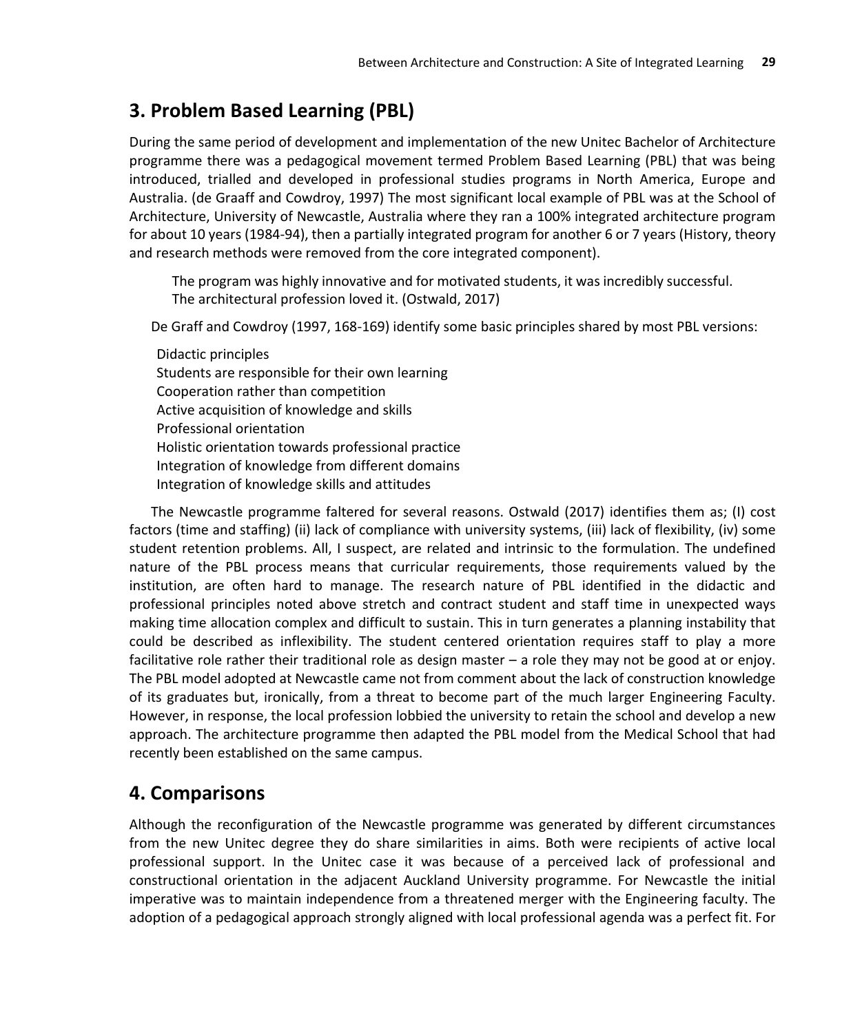## 3. Problem Based Learning (PBL)

During the same period of development and implementation of the new Unitec Bachelor of Architecture programme there was a pedagogical movement termed Problem Based Learning (PBL) that was being introduced, trialled and developed in professional studies programs in North America, Europe and Australia. (de Graaff and Cowdroy, 1997) The most significant local example of PBL was at the School of Architecture, University of Newcastle, Australia where they ran a 100% integrated architecture program for about 10 years (1984-94), then a partially integrated program for another 6 or 7 years (History, theory and research methods were removed from the core integrated component).

> The program was highly innovative and for motivated students, it was incredibly successful. The architectural profession loved it. (Ostwald, 2017)

De Graff and Cowdroy (1997, 168-169) identify some basic principles shared by most PBL versions:

Didactic principles
Students are responsible for their own learning
Cooperation rather than competition
Active acquisition of knowledge and skills
Professional orientation
Holistic orientation towards professional practice
Integration of knowledge from different domains
Integration of knowledge skills and attitudes

The Newcastle programme faltered for several reasons. Ostwald (2017) identifies them as; (I) cost factors (time and staffing) (ii) lack of compliance with university systems, (iii) lack of flexibility, (iv) some student retention problems. All, I suspect, are related and intrinsic to the formulation. The undefined nature of the PBL process means that curricular requirements, those requirements valued by the institution, are often hard to manage. The research nature of PBL identified in the didactic and professional principles noted above stretch and contract student and staff time in unexpected ways making time allocation complex and difficult to sustain. This in turn generates a planning instability that could be described as inflexibility. The student centered orientation requires staff to play a more facilitative role rather their traditional role as design master – a role they may not be good at or enjoy. The PBL model adopted at Newcastle came not from comment about the lack of construction knowledge of its graduates but, ironically, from a threat to become part of the much larger Engineering Faculty. However, in response, the local profession lobbied the university to retain the school and develop a new approach. The architecture programme then adapted the PBL model from the Medical School that had recently been established on the same campus.

## 4. Comparisons

Although the reconfiguration of the Newcastle programme was generated by different circumstances from the new Unitec degree they do share similarities in aims. Both were recipients of active local professional support. In the Unitec case it was because of a perceived lack of professional and constructional orientation in the adjacent Auckland University programme. For Newcastle the initial imperative was to maintain independence from a threatened merger with the Engineering faculty. The adoption of a pedagogical approach strongly aligned with local professional agenda was a perfect fit. For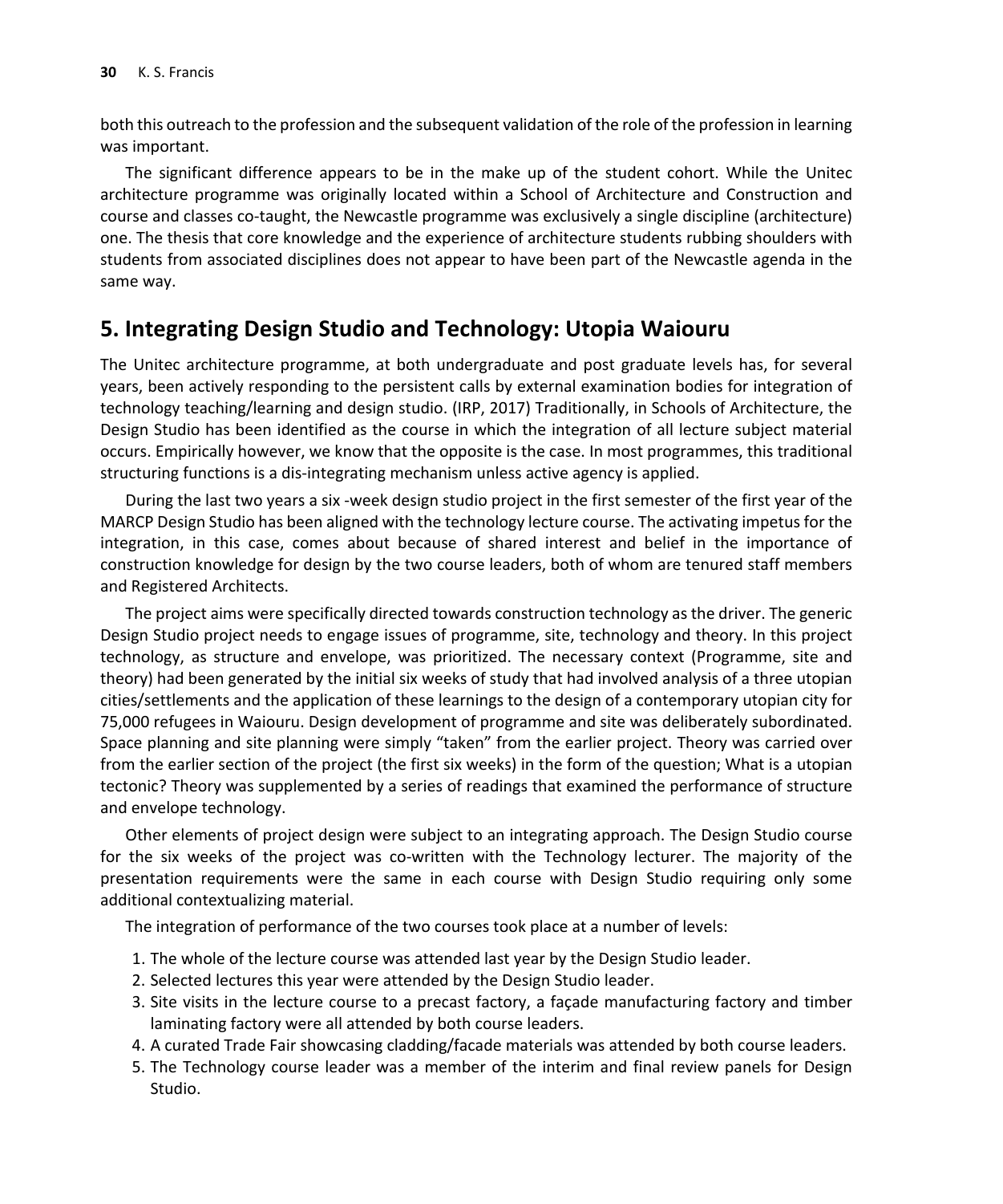both this outreach to the profession and the subsequent validation of the role of the profession in learning was important.

The significant difference appears to be in the make up of the student cohort. While the Unitec architecture programme was originally located within a School of Architecture and Construction and course and classes co-taught, the Newcastle programme was exclusively a single discipline (architecture) one. The thesis that core knowledge and the experience of architecture students rubbing shoulders with students from associated disciplines does not appear to have been part of the Newcastle agenda in the same way.

## 5. Integrating Design Studio and Technology: Utopia Waiouru

The Unitec architecture programme, at both undergraduate and post graduate levels has, for several years, been actively responding to the persistent calls by external examination bodies for integration of technology teaching/learning and design studio. (IRP, 2017) Traditionally, in Schools of Architecture, the Design Studio has been identified as the course in which the integration of all lecture subject material occurs. Empirically however, we know that the opposite is the case. In most programmes, this traditional structuring functions is a dis-integrating mechanism unless active agency is applied.

During the last two years a six -week design studio project in the first semester of the first year of the MARCP Design Studio has been aligned with the technology lecture course. The activating impetus for the integration, in this case, comes about because of shared interest and belief in the importance of construction knowledge for design by the two course leaders, both of whom are tenured staff members and Registered Architects.

The project aims were specifically directed towards construction technology as the driver. The generic Design Studio project needs to engage issues of programme, site, technology and theory. In this project technology, as structure and envelope, was prioritized. The necessary context (Programme, site and theory) had been generated by the initial six weeks of study that had involved analysis of a three utopian cities/settlements and the application of these learnings to the design of a contemporary utopian city for 75,000 refugees in Waiouru. Design development of programme and site was deliberately subordinated. Space planning and site planning were simply "taken" from the earlier project. Theory was carried over from the earlier section of the project (the first six weeks) in the form of the question; What is a utopian tectonic? Theory was supplemented by a series of readings that examined the performance of structure and envelope technology.

Other elements of project design were subject to an integrating approach. The Design Studio course for the six weeks of the project was co-written with the Technology lecturer. The majority of the presentation requirements were the same in each course with Design Studio requiring only some additional contextualizing material.

The integration of performance of the two courses took place at a number of levels:

1. The whole of the lecture course was attended last year by the Design Studio leader.
2. Selected lectures this year were attended by the Design Studio leader.
3. Site visits in the lecture course to a precast factory, a façade manufacturing factory and timber laminating factory were all attended by both course leaders.
4. A curated Trade Fair showcasing cladding/facade materials was attended by both course leaders.
5. The Technology course leader was a member of the interim and final review panels for Design Studio.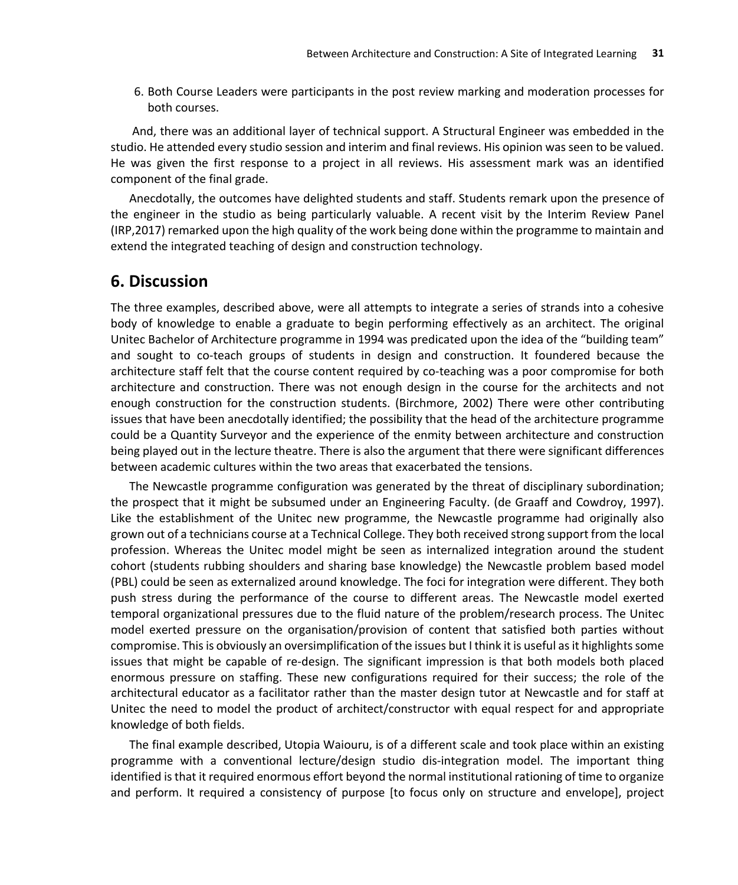6. Both Course Leaders were participants in the post review marking and moderation processes for both courses.

And, there was an additional layer of technical support. A Structural Engineer was embedded in the studio. He attended every studio session and interim and final reviews. His opinion was seen to be valued. He was given the first response to a project in all reviews. His assessment mark was an identified component of the final grade.

Anecdotally, the outcomes have delighted students and staff. Students remark upon the presence of the engineer in the studio as being particularly valuable. A recent visit by the Interim Review Panel (IRP,2017) remarked upon the high quality of the work being done within the programme to maintain and extend the integrated teaching of design and construction technology.

## 6. Discussion

The three examples, described above, were all attempts to integrate a series of strands into a cohesive body of knowledge to enable a graduate to begin performing effectively as an architect. The original Unitec Bachelor of Architecture programme in 1994 was predicated upon the idea of the "building team" and sought to co-teach groups of students in design and construction. It foundered because the architecture staff felt that the course content required by co-teaching was a poor compromise for both architecture and construction. There was not enough design in the course for the architects and not enough construction for the construction students. (Birchmore, 2002) There were other contributing issues that have been anecdotally identified; the possibility that the head of the architecture programme could be a Quantity Surveyor and the experience of the enmity between architecture and construction being played out in the lecture theatre. There is also the argument that there were significant differences between academic cultures within the two areas that exacerbated the tensions.

The Newcastle programme configuration was generated by the threat of disciplinary subordination; the prospect that it might be subsumed under an Engineering Faculty. (de Graaff and Cowdroy, 1997). Like the establishment of the Unitec new programme, the Newcastle programme had originally also grown out of a technicians course at a Technical College. They both received strong support from the local profession. Whereas the Unitec model might be seen as internalized integration around the student cohort (students rubbing shoulders and sharing base knowledge) the Newcastle problem based model (PBL) could be seen as externalized around knowledge. The foci for integration were different. They both push stress during the performance of the course to different areas. The Newcastle model exerted temporal organizational pressures due to the fluid nature of the problem/research process. The Unitec model exerted pressure on the organisation/provision of content that satisfied both parties without compromise. This is obviously an oversimplification of the issues but I think it is useful as it highlights some issues that might be capable of re-design. The significant impression is that both models both placed enormous pressure on staffing. These new configurations required for their success; the role of the architectural educator as a facilitator rather than the master design tutor at Newcastle and for staff at Unitec the need to model the product of architect/constructor with equal respect for and appropriate knowledge of both fields.

The final example described, Utopia Waiouru, is of a different scale and took place within an existing programme with a conventional lecture/design studio dis-integration model. The important thing identified is that it required enormous effort beyond the normal institutional rationing of time to organize and perform. It required a consistency of purpose [to focus only on structure and envelope], project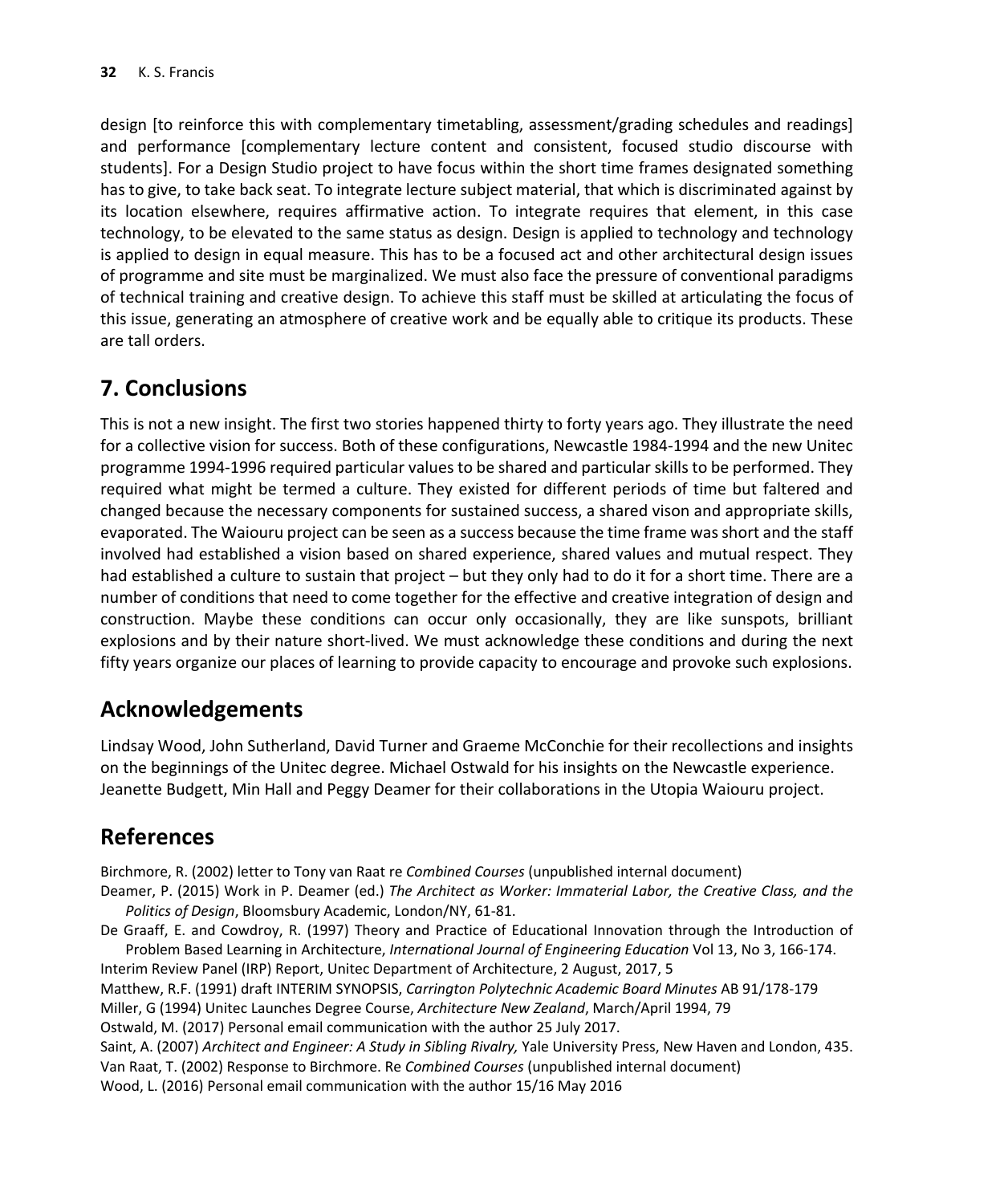design [to reinforce this with complementary timetabling, assessment/grading schedules and readings] and performance [complementary lecture content and consistent, focused studio discourse with students]. For a Design Studio project to have focus within the short time frames designated something has to give, to take back seat. To integrate lecture subject material, that which is discriminated against by its location elsewhere, requires affirmative action. To integrate requires that element, in this case technology, to be elevated to the same status as design. Design is applied to technology and technology is applied to design in equal measure. This has to be a focused act and other architectural design issues of programme and site must be marginalized. We must also face the pressure of conventional paradigms of technical training and creative design. To achieve this staff must be skilled at articulating the focus of this issue, generating an atmosphere of creative work and be equally able to critique its products. These are tall orders.

## 7. Conclusions

This is not a new insight. The first two stories happened thirty to forty years ago. They illustrate the need for a collective vision for success. Both of these configurations, Newcastle 1984-1994 and the new Unitec programme 1994-1996 required particular values to be shared and particular skills to be performed. They required what might be termed a culture. They existed for different periods of time but faltered and changed because the necessary components for sustained success, a shared vison and appropriate skills, evaporated. The Waiouru project can be seen as a success because the time frame was short and the staff involved had established a vision based on shared experience, shared values and mutual respect. They had established a culture to sustain that project – but they only had to do it for a short time. There are a number of conditions that need to come together for the effective and creative integration of design and construction. Maybe these conditions can occur only occasionally, they are like sunspots, brilliant explosions and by their nature short-lived. We must acknowledge these conditions and during the next fifty years organize our places of learning to provide capacity to encourage and provoke such explosions.

## Acknowledgements

Lindsay Wood, John Sutherland, David Turner and Graeme McConchie for their recollections and insights on the beginnings of the Unitec degree. Michael Ostwald for his insights on the Newcastle experience. Jeanette Budgett, Min Hall and Peggy Deamer for their collaborations in the Utopia Waiouru project.

## References

Birchmore, R. (2002) letter to Tony van Raat re *Combined Courses* (unpublished internal document)

Deamer, P. (2015) Work in P. Deamer (ed.) *The Architect as Worker: Immaterial Labor, the Creative Class, and the Politics of Design*, Bloomsbury Academic, London/NY, 61-81.

De Graaff, E. and Cowdroy, R. (1997) Theory and Practice of Educational Innovation through the Introduction of Problem Based Learning in Architecture, *International Journal of Engineering Education* Vol 13, No 3, 166-174.

Interim Review Panel (IRP) Report, Unitec Department of Architecture, 2 August, 2017, 5

Matthew, R.F. (1991) draft INTERIM SYNOPSIS, *Carrington Polytechnic Academic Board Minutes* AB 91/178-179

Miller, G (1994) Unitec Launches Degree Course, *Architecture New Zealand*, March/April 1994, 79

Ostwald, M. (2017) Personal email communication with the author 25 July 2017.

Saint, A. (2007) *Architect and Engineer: A Study in Sibling Rivalry,* Yale University Press, New Haven and London, 435.

Van Raat, T. (2002) Response to Birchmore. Re *Combined Courses* (unpublished internal document)

Wood, L. (2016) Personal email communication with the author 15/16 May 2016